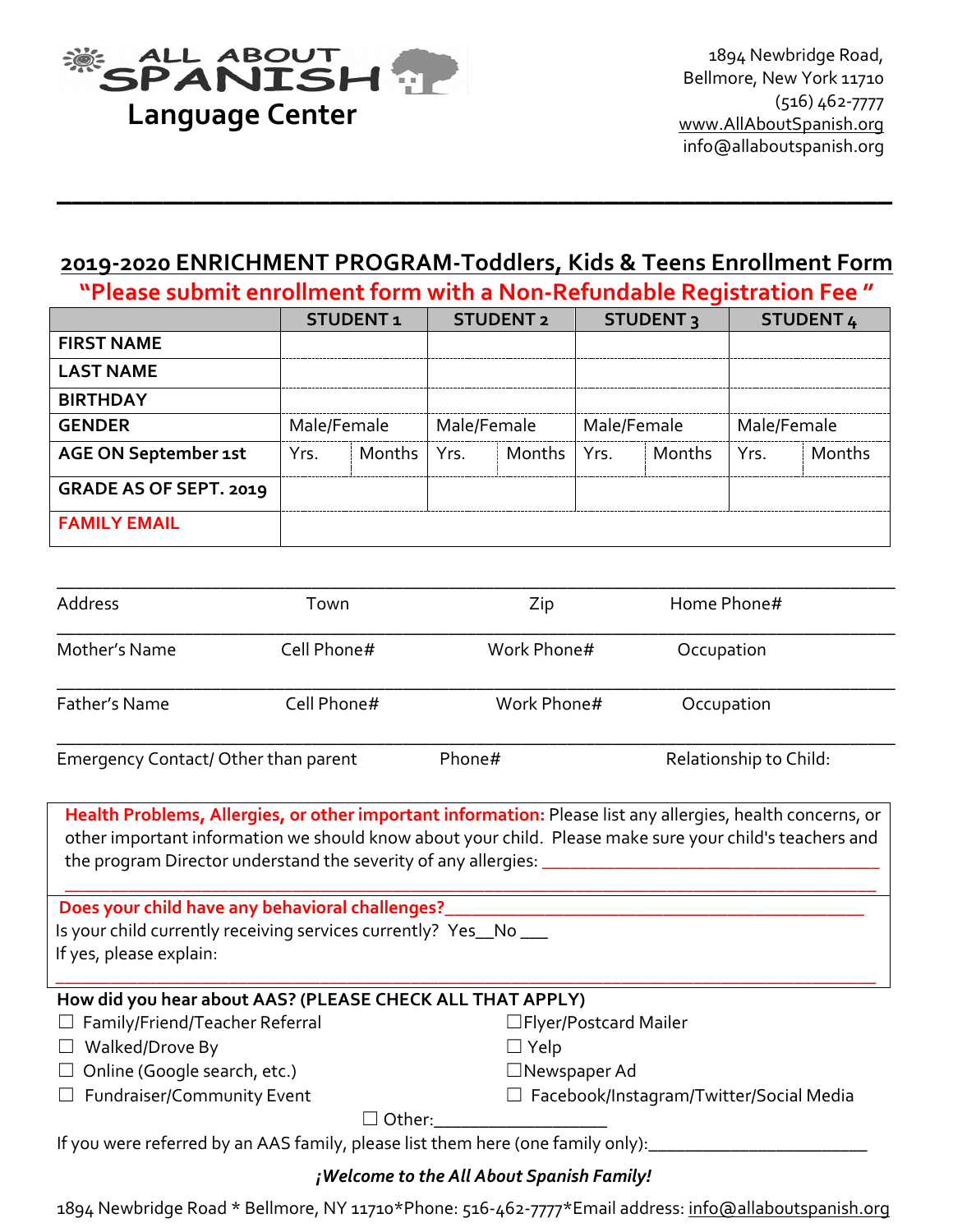**ALL ABOUT SPANISH**
**Language Center**

1894 Newbridge Road,
Bellmore, New York 11710
(516) 462-7777
www.AllAboutSpanish.org
info@allaboutspanish.org

---

## 2019-2020 ENRICHMENT PROGRAM-Toddlers, Kids & Teens Enrollment Form

**"Please submit enrollment form with a Non-Refundable Registration Fee "**

| | STUDENT 1 | | STUDENT 2 | | STUDENT 3 | | STUDENT 4 | |
|---|---|---|---|---|---|---|---|---|
| **FIRST NAME** | | | | | | | | |
| **LAST NAME** | | | | | | | | |
| **BIRTHDAY** | | | | | | | | |
| **GENDER** | Male/Female | | Male/Female | | Male/Female | | Male/Female | |
| **AGE ON September 1st** | Yrs. | Months | Yrs. | Months | Yrs. | Months | Yrs. | Months |
| **GRADE AS OF SEPT. 2019** | | | | | | | | |
| **FAMILY EMAIL** | | | | | | | | |

\_\_\_\_\_\_\_\_\_\_\_\_\_\_\_\_\_\_\_\_\_\_\_\_\_\_\_\_\_\_\_\_\_\_\_\_\_\_\_\_\_\_\_\_\_\_\_\_\_\_\_\_\_\_\_\_\_\_\_\_
Address Town Zip Home Phone#

\_\_\_\_\_\_\_\_\_\_\_\_\_\_\_\_\_\_\_\_\_\_\_\_\_\_\_\_\_\_\_\_\_\_\_\_\_\_\_\_\_\_\_\_\_\_\_\_\_\_\_\_\_\_\_\_\_\_\_\_
Mother's Name Cell Phone# Work Phone# Occupation

\_\_\_\_\_\_\_\_\_\_\_\_\_\_\_\_\_\_\_\_\_\_\_\_\_\_\_\_\_\_\_\_\_\_\_\_\_\_\_\_\_\_\_\_\_\_\_\_\_\_\_\_\_\_\_\_\_\_\_\_
Father's Name Cell Phone# Work Phone# Occupation

\_\_\_\_\_\_\_\_\_\_\_\_\_\_\_\_\_\_\_\_\_\_\_\_\_\_\_\_\_\_\_\_\_\_\_\_\_\_\_\_\_\_\_\_\_\_\_\_\_\_\_\_\_\_\_\_\_\_\_\_
Emergency Contact/ Other than parent Phone# Relationship to Child:

**Health Problems, Allergies, or other important information:** Please list any allergies, health concerns, or other important information we should know about your child. Please make sure your child's teachers and the program Director understand the severity of any allergies: \_\_\_\_\_\_\_\_\_\_\_\_\_\_\_\_\_\_\_\_\_\_\_\_\_\_\_\_\_\_\_\_\_\_\_\_

\_\_\_\_\_\_\_\_\_\_\_\_\_\_\_\_\_\_\_\_\_\_\_\_\_\_\_\_\_\_\_\_\_\_\_\_\_\_\_\_\_\_\_\_\_\_\_\_\_\_\_\_\_\_\_\_\_\_\_\_

**Does your child have any behavioral challenges?**\_\_\_\_\_\_\_\_\_\_\_\_\_\_\_\_\_\_\_\_\_\_\_\_\_\_\_\_\_\_\_\_\_\_\_\_\_\_\_\_\_\_\_\_
Is your child currently receiving services currently? Yes\_\_No \_\_\_
If yes, please explain:

\_\_\_\_\_\_\_\_\_\_\_\_\_\_\_\_\_\_\_\_\_\_\_\_\_\_\_\_\_\_\_\_\_\_\_\_\_\_\_\_\_\_\_\_\_\_\_\_\_\_\_\_\_\_\_\_\_\_\_\_

**How did you hear about AAS? (PLEASE CHECK ALL THAT APPLY)**

- ☐ Family/Friend/Teacher Referral
- ☐ Walked/Drove By
- ☐ Online (Google search, etc.)
- ☐ Fundraiser/Community Event
- ☐ Flyer/Postcard Mailer
- ☐ Yelp
- ☐ Newspaper Ad
- ☐ Facebook/Instagram/Twitter/Social Media
- ☐ Other:\_\_\_\_\_\_\_\_\_\_\_\_\_\_\_\_\_\_\_

If you were referred by an AAS family, please list them here (one family only):\_\_\_\_\_\_\_\_\_\_\_\_\_\_\_\_\_\_\_\_\_\_\_\_

***¡Welcome to the All About Spanish Family!***

1894 Newbridge Road * Bellmore, NY 11710*Phone: 516-462-7777*Email address: info@allaboutspanish.org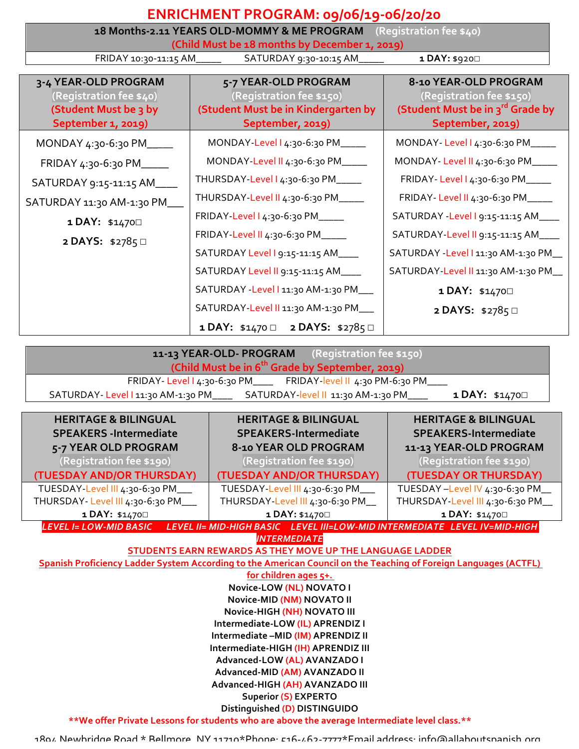# ENRICHMENT PROGRAM: 09/06/19-06/20/20

| 18 Months-2.11 YEARS OLD-MOMMY & ME PROGRAM (Registration fee $40) (Child Must be 18 months by December 1, 2019) | | |
|---|---|---|
| FRIDAY 10:30-11:15 AM_____ | SATURDAY 9:30-10:15 AM_____ | 1 DAY: $920□ |

| 3-4 YEAR-OLD PROGRAM (Registration fee $40) (Student Must be 3 by September 1, 2019) | 5-7 YEAR-OLD PROGRAM (Registration fee $150) (Student Must be in Kindergarten by September, 2019) | 8-10 YEAR-OLD PROGRAM (Registration fee $150) (Student Must be in 3rd Grade by September, 2019) |
|---|---|---|
| MONDAY 4:30-6:30 PM_____ | MONDAY-Level I 4:30-6:30 PM_____ | MONDAY- Level I 4:30-6:30 PM_____ |
| FRIDAY 4:30-6:30 PM_____ | MONDAY-Level II 4:30-6:30 PM_____ | MONDAY- Level II 4:30-6:30 PM_____ |
| SATURDAY 9:15-11:15 AM____ | THURSDAY-Level I 4:30-6:30 PM_____ | FRIDAY- Level I 4:30-6:30 PM_____ |
| SATURDAY 11:30 AM-1:30 PM___ | THURSDAY-Level II 4:30-6:30 PM_____ | FRIDAY- Level II 4:30-6:30 PM_____ |
| 1 DAY: $1470□ | FRIDAY-Level I 4:30-6:30 PM_____ | SATURDAY -Level I 9:15-11:15 AM____ |
| 2 DAYS: $2785 □ | FRIDAY-Level II 4:30-6:30 PM_____ | SATURDAY-Level II 9:15-11:15 AM____ |
| | SATURDAY Level I 9:15-11:15 AM____ | SATURDAY -Level I 11:30 AM-1:30 PM__ |
| | SATURDAY Level II 9:15-11:15 AM____ | SATURDAY-Level II 11:30 AM-1:30 PM__ |
| | SATURDAY -Level I 11:30 AM-1:30 PM___ | 1 DAY: $1470□ |
| | SATURDAY-Level II 11:30 AM-1:30 PM___ | 2 DAYS: $2785 □ |
| | 1 DAY: $1470 □ 2 DAYS: $2785 □ | |

| 11-13 YEAR-OLD- PROGRAM (Registration fee $150) (Child Must be in 6th Grade by September, 2019) | | |
|---|---|---|
| FRIDAY- Level I 4:30-6:30 PM____ | FRIDAY-level II 4:30 PM-6:30 PM____ | |
| SATURDAY- Level I 11:30 AM-1:30 PM____ | SATURDAY-level II 11:30 AM-1:30 PM____ | 1 DAY: $1470□ |

| HERITAGE & BILINGUAL SPEAKERS -Intermediate 5-7 YEAR OLD PROGRAM (Registration fee $190) (TUESDAY AND/OR THURSDAY) | HERITAGE & BILINGUAL SPEAKERS-Intermediate 8-10 YEAR OLD PROGRAM (Registration fee $190) (TUESDAY AND/OR THURSDAY) | HERITAGE & BILINGUAL SPEAKERS-Intermediate 11-13 YEAR-OLD PROGRAM (Registration fee $190) (TUESDAY OR THURSDAY) |
|---|---|---|
| TUESDAY-Level III 4:30-6:30 PM___ | TUESDAY-Level III 4:30-6:30 PM___ | TUESDAY –Level IV 4:30-6:30 PM__ |
| THURSDAY- Level III 4:30-6:30 PM___ | THURSDAY-Level III 4:30-6:30 PM__ | THURSDAY-Level III 4:30-6:30 PM__ |
| 1 DAY: $1470□ | 1 DAY: $1470□ | 1 DAY: $1470□ |

*LEVEL I= LOW-MID BASIC LEVEL II= MID-HIGH BASIC LEVEL III=LOW-MID INTERMEDIATE LEVEL IV=MID-HIGH INTERMEDIATE*

STUDENTS EARN REWARDS AS THEY MOVE UP THE LANGUAGE LADDER

Spanish Proficiency Ladder System According to the American Council on the Teaching of Foreign Languages (ACTFL) for children ages 5+.

**Novice-LOW (NL) NOVATO I**
**Novice-MID (NM) NOVATO II**
**Novice-HIGH (NH) NOVATO III**
**Intermediate-LOW (IL) APRENDIZ I**
**Intermediate –MID (IM) APRENDIZ II**
**Intermediate-HIGH (IH) APRENDIZ III**
**Advanced-LOW (AL) AVANZADO I**
**Advanced-MID (AM) AVANZADO II**
**Advanced-HIGH (AH) AVANZADO III**
**Superior (S) EXPERTO**
**Distinguished (D) DISTINGUIDO**

**\*\*We offer Private Lessons for students who are above the average Intermediate level class.\*\***

1894 Newbridge Road * Bellmore, NY 11710*Phone: 516-462-7777*Email address: info@allaboutspanish.org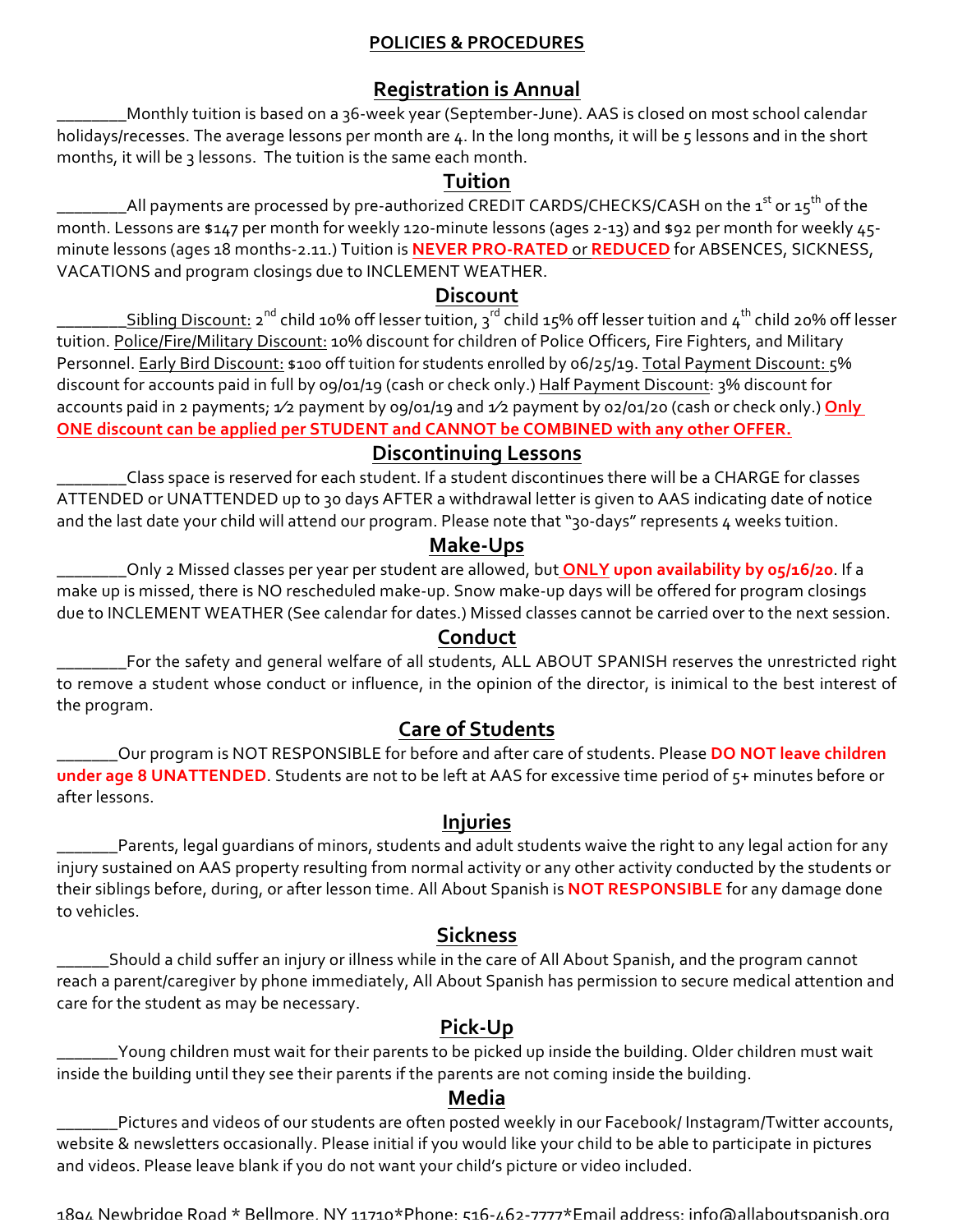## POLICIES & PROCEDURES

### Registration is Annual

________Monthly tuition is based on a 36-week year (September-June). AAS is closed on most school calendar holidays/recesses. The average lessons per month are 4. In the long months, it will be 5 lessons and in the short months, it will be 3 lessons. The tuition is the same each month.

### Tuition

________All payments are processed by pre-authorized CREDIT CARDS/CHECKS/CASH on the 1st or 15th of the month. Lessons are $147 per month for weekly 120-minute lessons (ages 2-13) and $92 per month for weekly 45-minute lessons (ages 18 months-2.11.) Tuition is **NEVER PRO-RATED** or **REDUCED** for ABSENCES, SICKNESS, VACATIONS and program closings due to INCLEMENT WEATHER.

### Discount

________Sibling Discount: 2nd child 10% off lesser tuition, 3rd child 15% off lesser tuition and 4th child 20% off lesser tuition. Police/Fire/Military Discount: 10% discount for children of Police Officers, Fire Fighters, and Military Personnel. Early Bird Discount: $100 off tuition for students enrolled by 06/25/19. Total Payment Discount: 5% discount for accounts paid in full by 09/01/19 (cash or check only.) Half Payment Discount: 3% discount for accounts paid in 2 payments; ½ payment by 09/01/19 and ½ payment by 02/01/20 (cash or check only.) **Only ONE discount can be applied per STUDENT and CANNOT be COMBINED with any other OFFER.**

### Discontinuing Lessons

________Class space is reserved for each student. If a student discontinues there will be a CHARGE for classes ATTENDED or UNATTENDED up to 30 days AFTER a withdrawal letter is given to AAS indicating date of notice and the last date your child will attend our program. Please note that "30-days" represents 4 weeks tuition.

### Make-Ups

________Only 2 Missed classes per year per student are allowed, but **ONLY upon availability by 05/16/20**. If a make up is missed, there is NO rescheduled make-up. Snow make-up days will be offered for program closings due to INCLEMENT WEATHER (See calendar for dates.) Missed classes cannot be carried over to the next session.

### Conduct

________For the safety and general welfare of all students, ALL ABOUT SPANISH reserves the unrestricted right to remove a student whose conduct or influence, in the opinion of the director, is inimical to the best interest of the program.

### Care of Students

_______Our program is NOT RESPONSIBLE for before and after care of students. Please **DO NOT leave children under age 8 UNATTENDED**. Students are not to be left at AAS for excessive time period of 5+ minutes before or after lessons.

### Injuries

_______Parents, legal guardians of minors, students and adult students waive the right to any legal action for any injury sustained on AAS property resulting from normal activity or any other activity conducted by the students or their siblings before, during, or after lesson time. All About Spanish is **NOT RESPONSIBLE** for any damage done to vehicles.

### Sickness

______Should a child suffer an injury or illness while in the care of All About Spanish, and the program cannot reach a parent/caregiver by phone immediately, All About Spanish has permission to secure medical attention and care for the student as may be necessary.

### Pick-Up

_______Young children must wait for their parents to be picked up inside the building. Older children must wait inside the building until they see their parents if the parents are not coming inside the building.

### Media

_______Pictures and videos of our students are often posted weekly in our Facebook/ Instagram/Twitter accounts, website & newsletters occasionally. Please initial if you would like your child to be able to participate in pictures and videos. Please leave blank if you do not want your child's picture or video included.

1894 Newbridge Road * Bellmore, NY 11710*Phone: 516-462-7777*Email address: info@allaboutspanish.org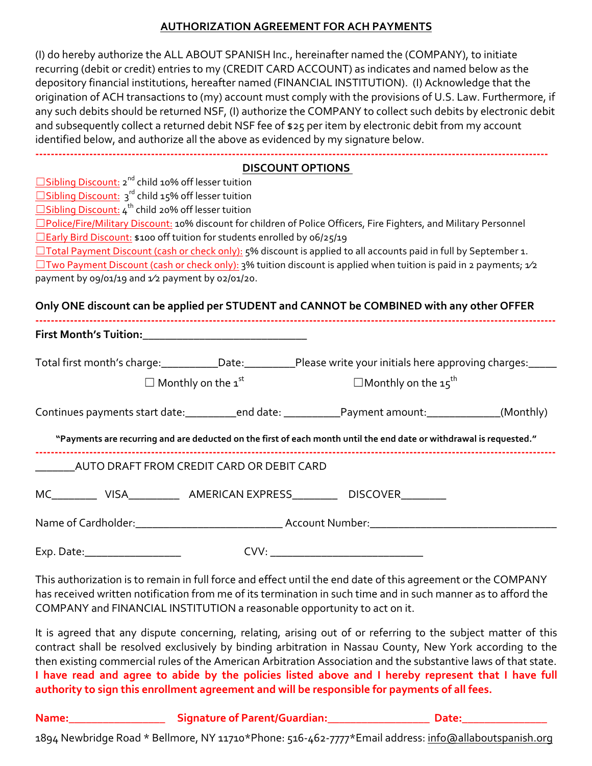## AUTHORIZATION AGREEMENT FOR ACH PAYMENTS

(I) do hereby authorize the ALL ABOUT SPANISH Inc., hereinafter named the (COMPANY), to initiate recurring (debit or credit) entries to my (CREDIT CARD ACCOUNT) as indicates and named below as the depository financial institutions, hereafter named (FINANCIAL INSTITUTION). (I) Acknowledge that the origination of ACH transactions to (my) account must comply with the provisions of U.S. Law. Furthermore, if any such debits should be returned NSF, (I) authorize the COMPANY to collect such debits by electronic debit and subsequently collect a returned debit NSF fee of $25 per item by electronic debit from my account identified below, and authorize all the above as evidenced by my signature below.

---

### DISCOUNT OPTIONS

☐Sibling Discount: 2nd child 10% off lesser tuition
☐Sibling Discount: 3rd child 15% off lesser tuition
☐Sibling Discount: 4th child 20% off lesser tuition
☐Police/Fire/Military Discount: 10% discount for children of Police Officers, Fire Fighters, and Military Personnel
☐Early Bird Discount: $100 off tuition for students enrolled by 06/25/19
☐Total Payment Discount (cash or check only): 5% discount is applied to all accounts paid in full by September 1.
☐Two Payment Discount (cash or check only): 3% tuition discount is applied when tuition is paid in 2 payments; ½ payment by 09/01/19 and ½ payment by 02/01/20.

**Only ONE discount can be applied per STUDENT and CANNOT be COMBINED with any other OFFER**

---

**First Month's Tuition:**____________________________

Total first month's charge:__________Date:_________Please write your initials here approving charges:_____

☐ Monthly on the 1st ☐Monthly on the 15th

Continues payments start date:_________end date: __________Payment amount:_____________(Monthly)

**"Payments are recurring and are deducted on the first of each month until the end date or withdrawal is requested."**

---

_______AUTO DRAFT FROM CREDIT CARD OR DEBIT CARD

MC________ VISA_________ AMERICAN EXPRESS________ DISCOVER________

Name of Cardholder:_________________________ Account Number:_________________________________

Exp. Date:_________________ CVV: ___________________________

This authorization is to remain in full force and effect until the end date of this agreement or the COMPANY has received written notification from me of its termination in such time and in such manner as to afford the COMPANY and FINANCIAL INSTITUTION a reasonable opportunity to act on it.

It is agreed that any dispute concerning, relating, arising out of or referring to the subject matter of this contract shall be resolved exclusively by binding arbitration in Nassau County, New York according to the then existing commercial rules of the American Arbitration Association and the substantive laws of that state. **I have read and agree to abide by the policies listed above and I hereby represent that I have full authority to sign this enrollment agreement and will be responsible for payments of all fees.**

**Name:**_________________ **Signature of Parent/Guardian:**__________________ **Date:**_______________

1894 Newbridge Road * Bellmore, NY 11710*Phone: 516-462-7777*Email address: info@allaboutspanish.org